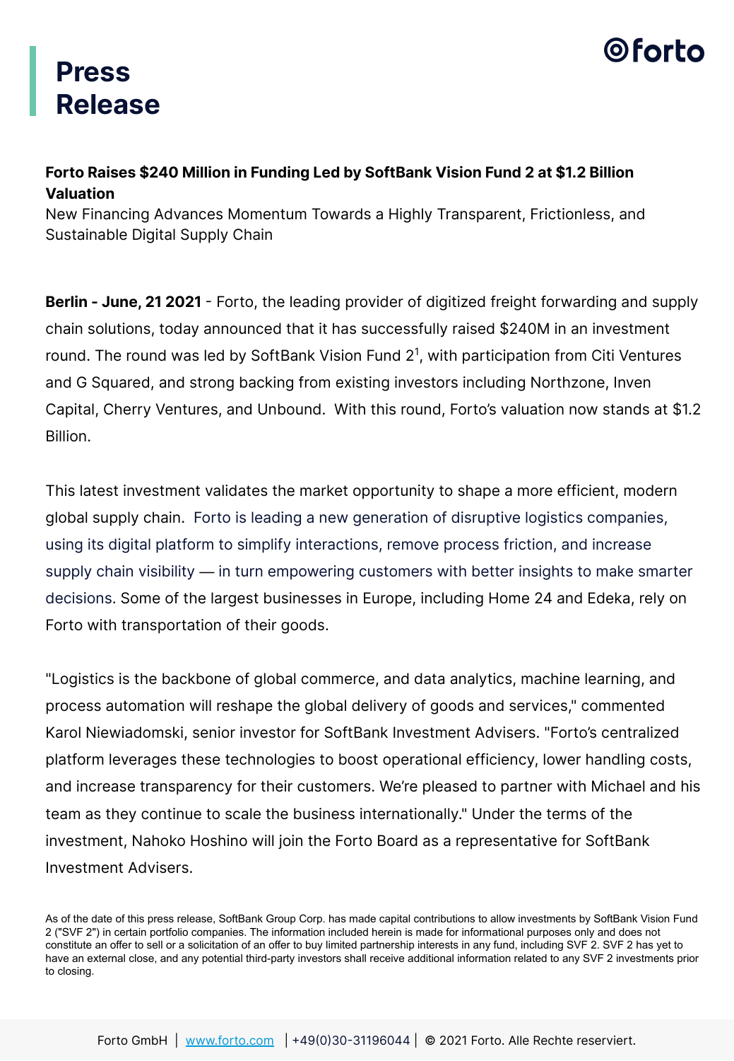# Press Release

**Forto Raises $240 Million in Funding Led by SoftBank Vision Fund 2 at $1.2 Billion Valuation**

New Financing Advances Momentum Towards a Highly Transparent, Frictionless, and Sustainable Digital Supply Chain

**Berlin - June, 21 2021** - Forto, the leading provider of digitized freight forwarding and supply chain solutions, today announced that it has successfully raised $240M in an investment round. The round was led by SoftBank Vision Fund 2[1], with participation from Citi Ventures and G Squared, and strong backing from existing investors including Northzone, Inven Capital, Cherry Ventures, and Unbound. With this round, Forto's valuation now stands at $1.2 Billion.

This latest investment validates the market opportunity to shape a more efficient, modern global supply chain. Forto is leading a new generation of disruptive logistics companies, using its digital platform to simplify interactions, remove process friction, and increase supply chain visibility — in turn empowering customers with better insights to make smarter decisions. Some of the largest businesses in Europe, including Home 24 and Edeka, rely on Forto with transportation of their goods.

"Logistics is the backbone of global commerce, and data analytics, machine learning, and process automation will reshape the global delivery of goods and services," commented Karol Niewiadomski, senior investor for SoftBank Investment Advisers. "Forto's centralized platform leverages these technologies to boost operational efficiency, lower handling costs, and increase transparency for their customers. We're pleased to partner with Michael and his team as they continue to scale the business internationally." Under the terms of the investment, Nahoko Hoshino will join the Forto Board as a representative for SoftBank Investment Advisers.

As of the date of this press release, SoftBank Group Corp. has made capital contributions to allow investments by SoftBank Vision Fund 2 ("SVF 2") in certain portfolio companies. The information included herein is made for informational purposes only and does not constitute an offer to sell or a solicitation of an offer to buy limited partnership interests in any fund, including SVF 2. SVF 2 has yet to have an external close, and any potential third-party investors shall receive additional information related to any SVF 2 investments prior to closing.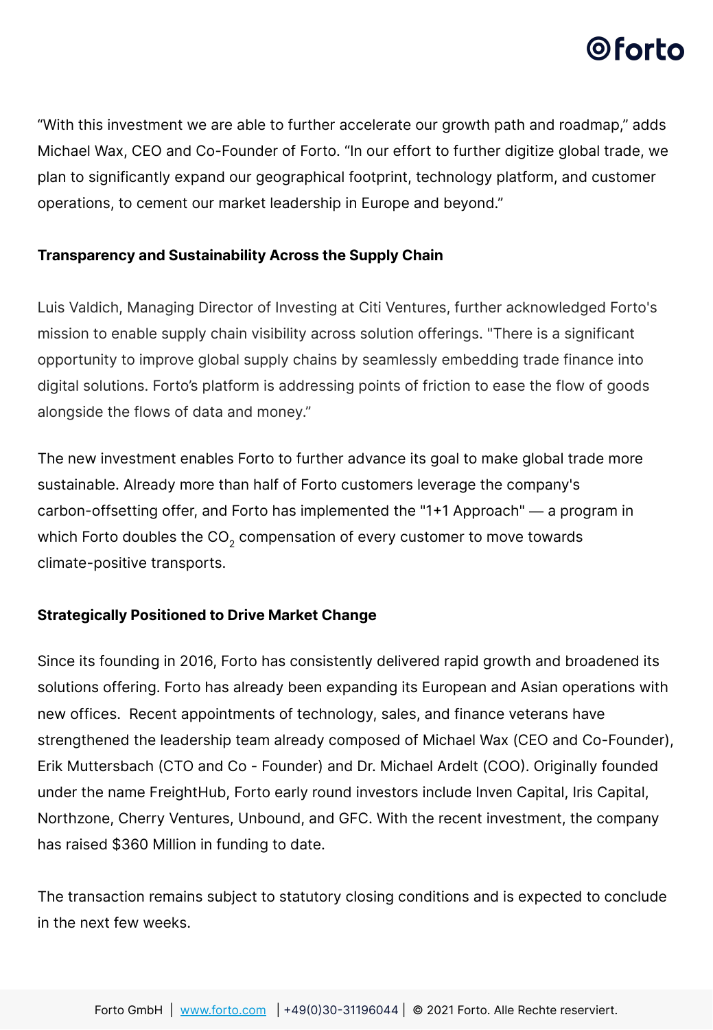“With this investment we are able to further accelerate our growth path and roadmap,” adds Michael Wax, CEO and Co-Founder of Forto. “In our effort to further digitize global trade, we plan to significantly expand our geographical footprint, technology platform, and customer operations, to cement our market leadership in Europe and beyond.”

**Transparency and Sustainability Across the Supply Chain**

Luis Valdich, Managing Director of Investing at Citi Ventures, further acknowledged Forto's mission to enable supply chain visibility across solution offerings. "There is a significant opportunity to improve global supply chains by seamlessly embedding trade finance into digital solutions. Forto’s platform is addressing points of friction to ease the flow of goods alongside the flows of data and money.”

The new investment enables Forto to further advance its goal to make global trade more sustainable. Already more than half of Forto customers leverage the company's carbon-offsetting offer, and Forto has implemented the "1+1 Approach" — a program in which Forto doubles the $CO_2$ compensation of every customer to move towards climate-positive transports.

**Strategically Positioned to Drive Market Change**

Since its founding in 2016, Forto has consistently delivered rapid growth and broadened its solutions offering. Forto has already been expanding its European and Asian operations with new offices. Recent appointments of technology, sales, and finance veterans have strengthened the leadership team already composed of Michael Wax (CEO and Co-Founder), Erik Muttersbach (CTO and Co - Founder) and Dr. Michael Ardelt (COO). Originally founded under the name FreightHub, Forto early round investors include Inven Capital, Iris Capital, Northzone, Cherry Ventures, Unbound, and GFC. With the recent investment, the company has raised $360 Million in funding to date.

The transaction remains subject to statutory closing conditions and is expected to conclude in the next few weeks.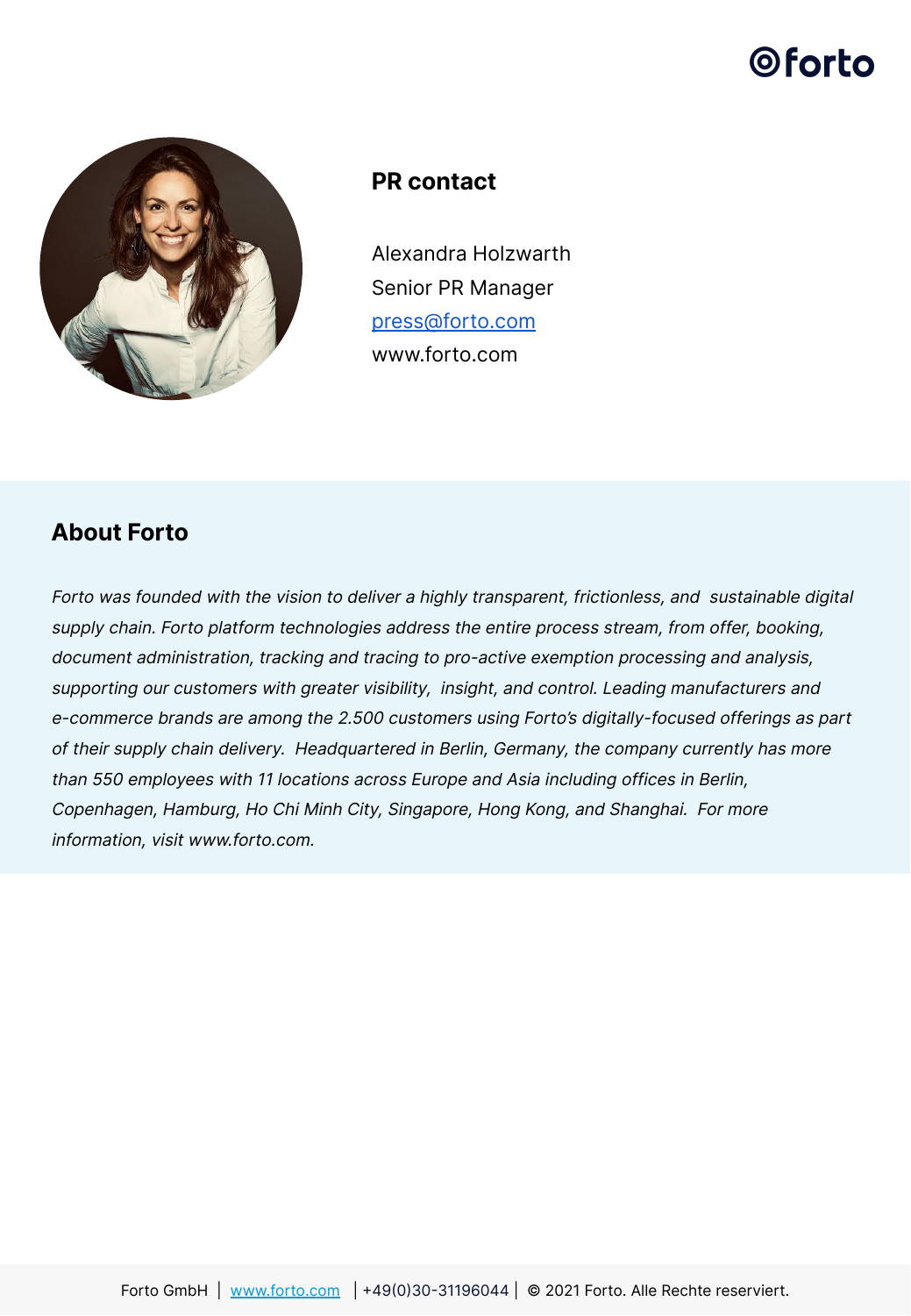## PR contact

Alexandra Holzwarth
Senior PR Manager
press@forto.com
www.forto.com

## About Forto

*Forto was founded with the vision to deliver a highly transparent, frictionless, and sustainable digital supply chain. Forto platform technologies address the entire process stream, from offer, booking, document administration, tracking and tracing to pro-active exemption processing and analysis, supporting our customers with greater visibility, insight, and control. Leading manufacturers and e-commerce brands are among the 2.500 customers using Forto's digitally-focused offerings as part of their supply chain delivery. Headquartered in Berlin, Germany, the company currently has more than 550 employees with 11 locations across Europe and Asia including offices in Berlin, Copenhagen, Hamburg, Ho Chi Minh City, Singapore, Hong Kong, and Shanghai. For more information, visit www.forto.com.*